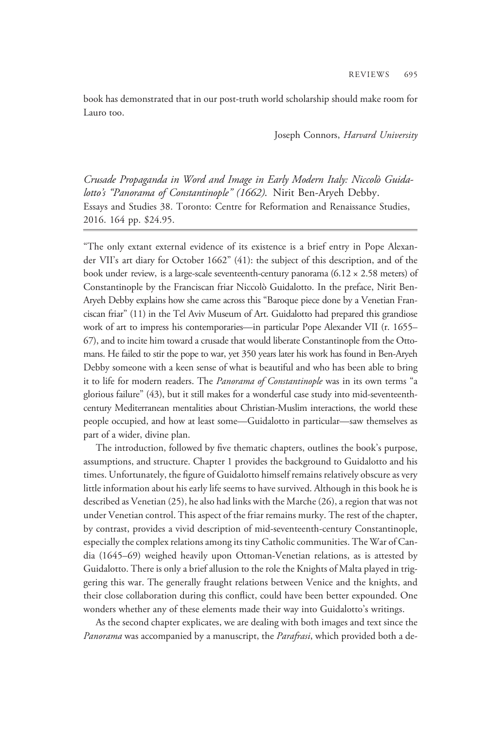book has demonstrated that in our post-truth world scholarship should make room for Lauro too.

Joseph Connors, *Harvard University*

---

*Crusade Propaganda in Word and Image in Early Modern Italy: Niccolò Guidalotto's "Panorama of Constantinople" (1662).* Nirit Ben-Aryeh Debby. Essays and Studies 38. Toronto: Centre for Reformation and Renaissance Studies, 2016. 164 pp. $24.95.

---

"The only extant external evidence of its existence is a brief entry in Pope Alexander VII's art diary for October 1662" (41): the subject of this description, and of the book under review, is a large-scale seventeenth-century panorama (6.12 × 2.58 meters) of Constantinople by the Franciscan friar Niccolò Guidalotto. In the preface, Nirit Ben-Aryeh Debby explains how she came across this "Baroque piece done by a Venetian Franciscan friar" (11) in the Tel Aviv Museum of Art. Guidalotto had prepared this grandiose work of art to impress his contemporaries—in particular Pope Alexander VII (r. 1655–67), and to incite him toward a crusade that would liberate Constantinople from the Ottomans. He failed to stir the pope to war, yet 350 years later his work has found in Ben-Aryeh Debby someone with a keen sense of what is beautiful and who has been able to bring it to life for modern readers. The *Panorama of Constantinople* was in its own terms "a glorious failure" (43), but it still makes for a wonderful case study into mid-seventeenth-century Mediterranean mentalities about Christian-Muslim interactions, the world these people occupied, and how at least some—Guidalotto in particular—saw themselves as part of a wider, divine plan.

The introduction, followed by five thematic chapters, outlines the book's purpose, assumptions, and structure. Chapter 1 provides the background to Guidalotto and his times. Unfortunately, the figure of Guidalotto himself remains relatively obscure as very little information about his early life seems to have survived. Although in this book he is described as Venetian (25), he also had links with the Marche (26), a region that was not under Venetian control. This aspect of the friar remains murky. The rest of the chapter, by contrast, provides a vivid description of mid-seventeenth-century Constantinople, especially the complex relations among its tiny Catholic communities. The War of Candia (1645–69) weighed heavily upon Ottoman-Venetian relations, as is attested by Guidalotto. There is only a brief allusion to the role the Knights of Malta played in triggering this war. The generally fraught relations between Venice and the knights, and their close collaboration during this conflict, could have been better expounded. One wonders whether any of these elements made their way into Guidalotto's writings.

As the second chapter explicates, we are dealing with both images and text since the *Panorama* was accompanied by a manuscript, the *Parafrasi*, which provided both a de-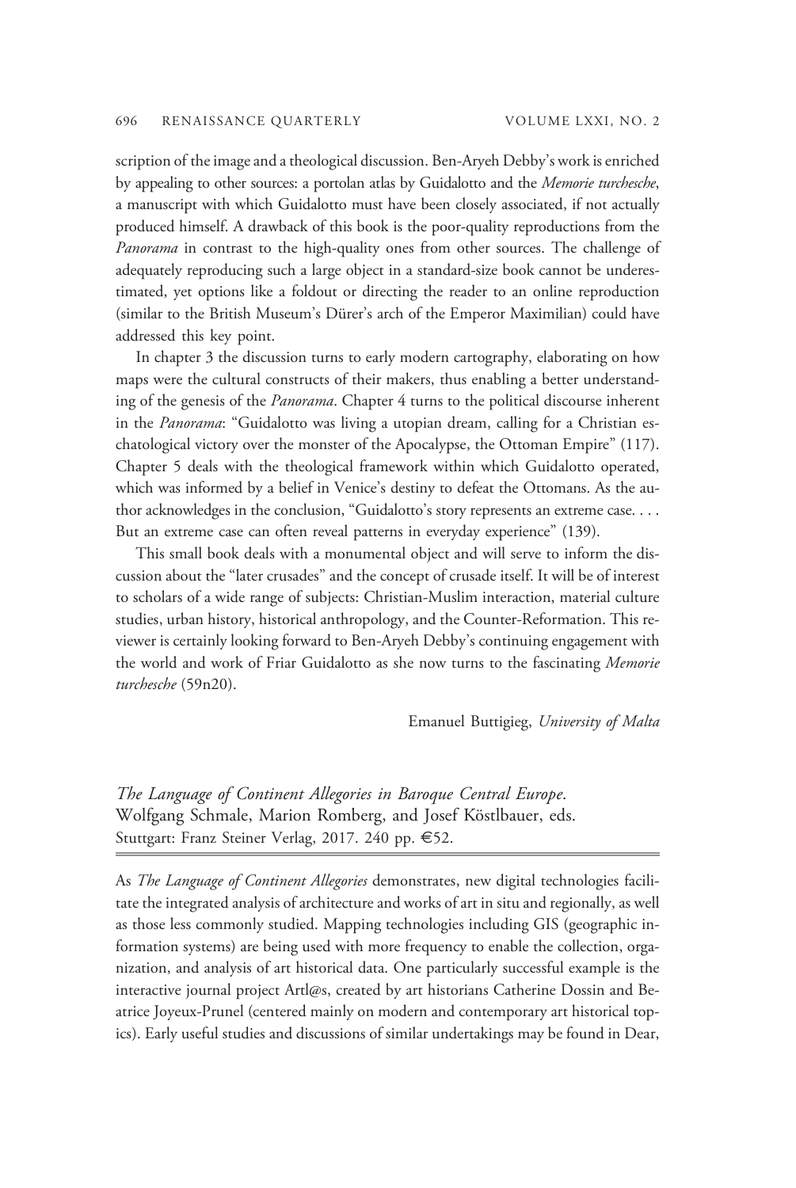scription of the image and a theological discussion. Ben-Aryeh Debby's work is enriched by appealing to other sources: a portolan atlas by Guidalotto and the *Memorie turchesche*, a manuscript with which Guidalotto must have been closely associated, if not actually produced himself. A drawback of this book is the poor-quality reproductions from the *Panorama* in contrast to the high-quality ones from other sources. The challenge of adequately reproducing such a large object in a standard-size book cannot be underestimated, yet options like a foldout or directing the reader to an online reproduction (similar to the British Museum's Dürer's arch of the Emperor Maximilian) could have addressed this key point.

In chapter 3 the discussion turns to early modern cartography, elaborating on how maps were the cultural constructs of their makers, thus enabling a better understanding of the genesis of the *Panorama*. Chapter 4 turns to the political discourse inherent in the *Panorama*: "Guidalotto was living a utopian dream, calling for a Christian eschatological victory over the monster of the Apocalypse, the Ottoman Empire" (117). Chapter 5 deals with the theological framework within which Guidalotto operated, which was informed by a belief in Venice's destiny to defeat the Ottomans. As the author acknowledges in the conclusion, "Guidalotto's story represents an extreme case. . . . But an extreme case can often reveal patterns in everyday experience" (139).

This small book deals with a monumental object and will serve to inform the discussion about the "later crusades" and the concept of crusade itself. It will be of interest to scholars of a wide range of subjects: Christian-Muslim interaction, material culture studies, urban history, historical anthropology, and the Counter-Reformation. This reviewer is certainly looking forward to Ben-Aryeh Debby's continuing engagement with the world and work of Friar Guidalotto as she now turns to the fascinating *Memorie turchesche* (59n20).

Emanuel Buttigieg, *University of Malta*

---

*The Language of Continent Allegories in Baroque Central Europe*.
Wolfgang Schmale, Marion Romberg, and Josef Köstlbauer, eds.
Stuttgart: Franz Steiner Verlag, 2017. 240 pp. €52.

As *The Language of Continent Allegories* demonstrates, new digital technologies facilitate the integrated analysis of architecture and works of art in situ and regionally, as well as those less commonly studied. Mapping technologies including GIS (geographic information systems) are being used with more frequency to enable the collection, organization, and analysis of art historical data. One particularly successful example is the interactive journal project Artl@s, created by art historians Catherine Dossin and Beatrice Joyeux-Prunel (centered mainly on modern and contemporary art historical topics). Early useful studies and discussions of similar undertakings may be found in Dear,